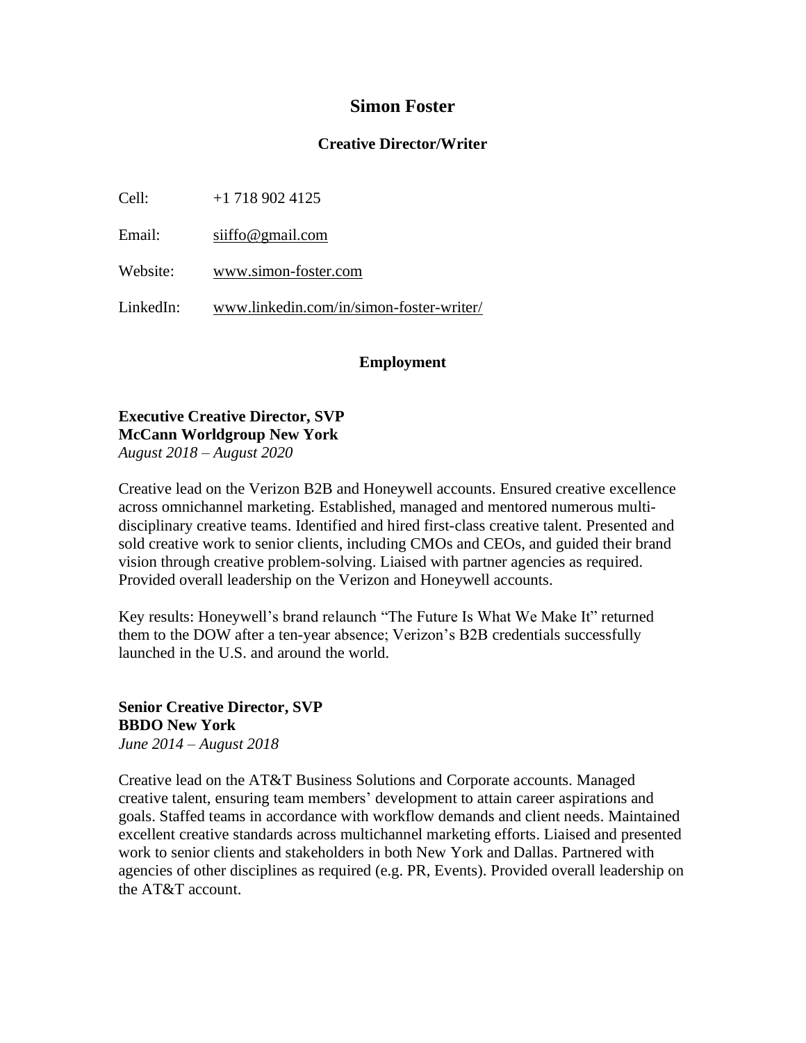# Simon Foster

### Creative Director/Writer

Cell: +1 718 902 4125

Email: siiffo@gmail.com

Website: www.simon-foster.com

LinkedIn: www.linkedin.com/in/simon-foster-writer/

## Employment

**Executive Creative Director, SVP**
**McCann Worldgroup New York**
*August 2018 – August 2020*

Creative lead on the Verizon B2B and Honeywell accounts. Ensured creative excellence across omnichannel marketing. Established, managed and mentored numerous multi-disciplinary creative teams. Identified and hired first-class creative talent. Presented and sold creative work to senior clients, including CMOs and CEOs, and guided their brand vision through creative problem-solving. Liaised with partner agencies as required. Provided overall leadership on the Verizon and Honeywell accounts.

Key results: Honeywell's brand relaunch "The Future Is What We Make It" returned them to the DOW after a ten-year absence; Verizon's B2B credentials successfully launched in the U.S. and around the world.

**Senior Creative Director, SVP**
**BBDO New York**
*June 2014 – August 2018*

Creative lead on the AT&T Business Solutions and Corporate accounts. Managed creative talent, ensuring team members' development to attain career aspirations and goals. Staffed teams in accordance with workflow demands and client needs. Maintained excellent creative standards across multichannel marketing efforts. Liaised and presented work to senior clients and stakeholders in both New York and Dallas. Partnered with agencies of other disciplines as required (e.g. PR, Events). Provided overall leadership on the AT&T account.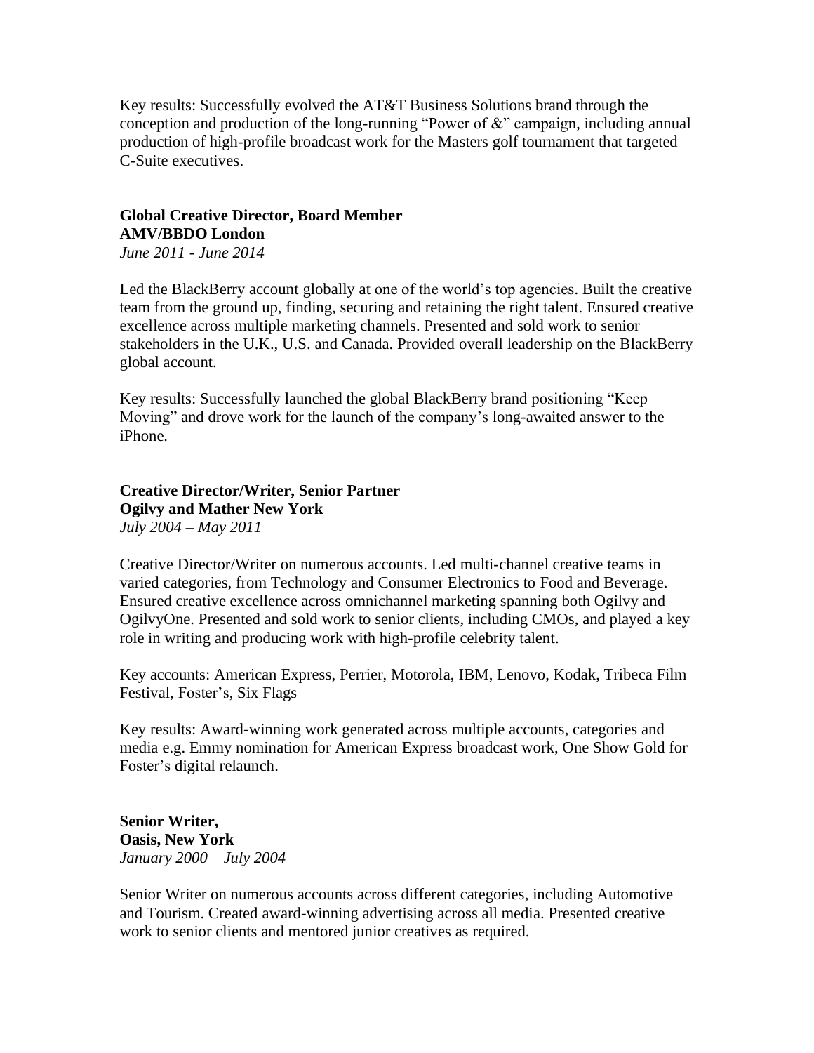Key results: Successfully evolved the AT&T Business Solutions brand through the conception and production of the long-running "Power of &" campaign, including annual production of high-profile broadcast work for the Masters golf tournament that targeted C-Suite executives.

**Global Creative Director, Board Member**
**AMV/BBDO London**
*June 2011 - June 2014*

Led the BlackBerry account globally at one of the world's top agencies. Built the creative team from the ground up, finding, securing and retaining the right talent. Ensured creative excellence across multiple marketing channels. Presented and sold work to senior stakeholders in the U.K., U.S. and Canada. Provided overall leadership on the BlackBerry global account.

Key results: Successfully launched the global BlackBerry brand positioning "Keep Moving" and drove work for the launch of the company's long-awaited answer to the iPhone.

**Creative Director/Writer, Senior Partner**
**Ogilvy and Mather New York**
*July 2004 – May 2011*

Creative Director/Writer on numerous accounts. Led multi-channel creative teams in varied categories, from Technology and Consumer Electronics to Food and Beverage. Ensured creative excellence across omnichannel marketing spanning both Ogilvy and OgilvyOne. Presented and sold work to senior clients, including CMOs, and played a key role in writing and producing work with high-profile celebrity talent.

Key accounts: American Express, Perrier, Motorola, IBM, Lenovo, Kodak, Tribeca Film Festival, Foster's, Six Flags

Key results: Award-winning work generated across multiple accounts, categories and media e.g. Emmy nomination for American Express broadcast work, One Show Gold for Foster's digital relaunch.

**Senior Writer,**
**Oasis, New York**
*January 2000 – July 2004*

Senior Writer on numerous accounts across different categories, including Automotive and Tourism. Created award-winning advertising across all media. Presented creative work to senior clients and mentored junior creatives as required.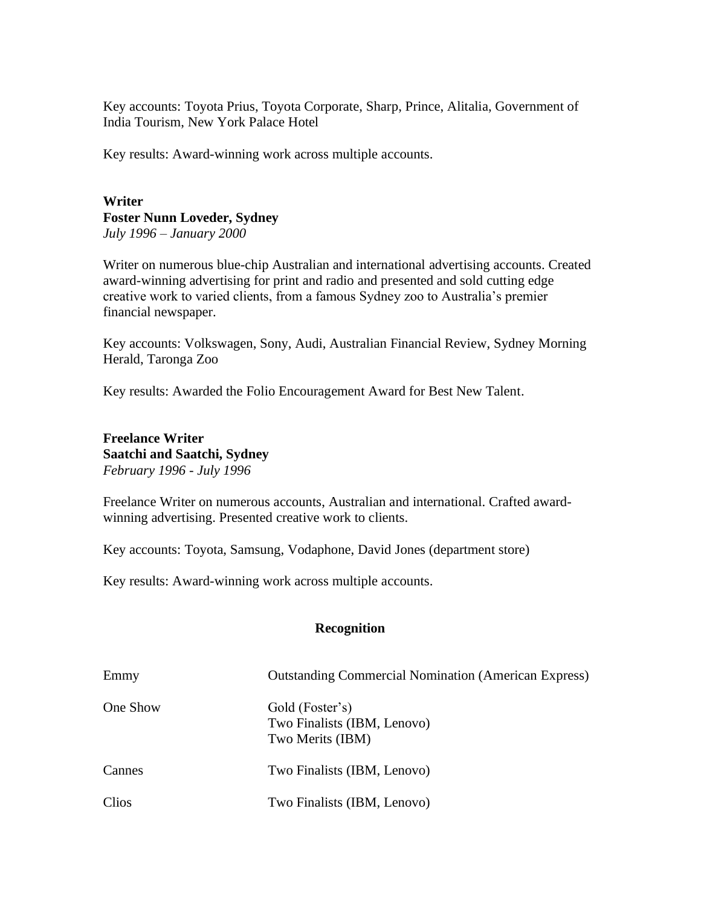Key accounts: Toyota Prius, Toyota Corporate, Sharp, Prince, Alitalia, Government of India Tourism, New York Palace Hotel

Key results: Award-winning work across multiple accounts.

**Writer**
**Foster Nunn Loveder, Sydney**
*July 1996 – January 2000*

Writer on numerous blue-chip Australian and international advertising accounts. Created award-winning advertising for print and radio and presented and sold cutting edge creative work to varied clients, from a famous Sydney zoo to Australia's premier financial newspaper.

Key accounts: Volkswagen, Sony, Audi, Australian Financial Review, Sydney Morning Herald, Taronga Zoo

Key results: Awarded the Folio Encouragement Award for Best New Talent.

**Freelance Writer**
**Saatchi and Saatchi, Sydney**
*February 1996 - July 1996*

Freelance Writer on numerous accounts, Australian and international. Crafted award-winning advertising. Presented creative work to clients.

Key accounts: Toyota, Samsung, Vodaphone, David Jones (department store)

Key results: Award-winning work across multiple accounts.

## Recognition

| | |
|---|---|
| Emmy | Outstanding Commercial Nomination (American Express) |
| One Show | Gold (Foster's)<br>Two Finalists (IBM, Lenovo)<br>Two Merits (IBM) |
| Cannes | Two Finalists (IBM, Lenovo) |
| Clios | Two Finalists (IBM, Lenovo) |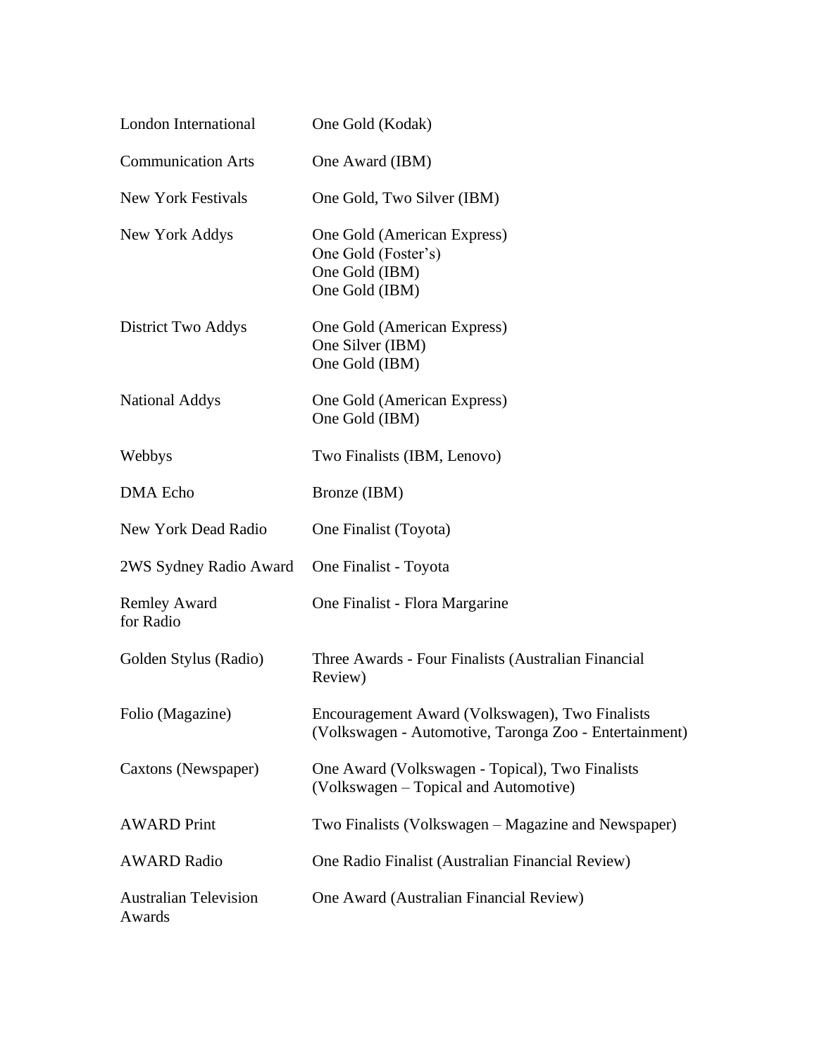| | |
|---|---|
| London International | One Gold (Kodak) |
| Communication Arts | One Award (IBM) |
| New York Festivals | One Gold, Two Silver (IBM) |
| New York Addys | One Gold (American Express)<br>One Gold (Foster's)<br>One Gold (IBM)<br>One Gold (IBM) |
| District Two Addys | One Gold (American Express)<br>One Silver (IBM)<br>One Gold (IBM) |
| National Addys | One Gold (American Express)<br>One Gold (IBM) |
| Webbys | Two Finalists (IBM, Lenovo) |
| DMA Echo | Bronze (IBM) |
| New York Dead Radio | One Finalist (Toyota) |
| 2WS Sydney Radio Award | One Finalist - Toyota |
| Remley Award for Radio | One Finalist - Flora Margarine |
| Golden Stylus (Radio) | Three Awards - Four Finalists (Australian Financial Review) |
| Folio (Magazine) | Encouragement Award (Volkswagen), Two Finalists (Volkswagen - Automotive, Taronga Zoo - Entertainment) |
| Caxtons (Newspaper) | One Award (Volkswagen - Topical), Two Finalists (Volkswagen – Topical and Automotive) |
| AWARD Print | Two Finalists (Volkswagen – Magazine and Newspaper) |
| AWARD Radio | One Radio Finalist (Australian Financial Review) |
| Australian Television Awards | One Award (Australian Financial Review) |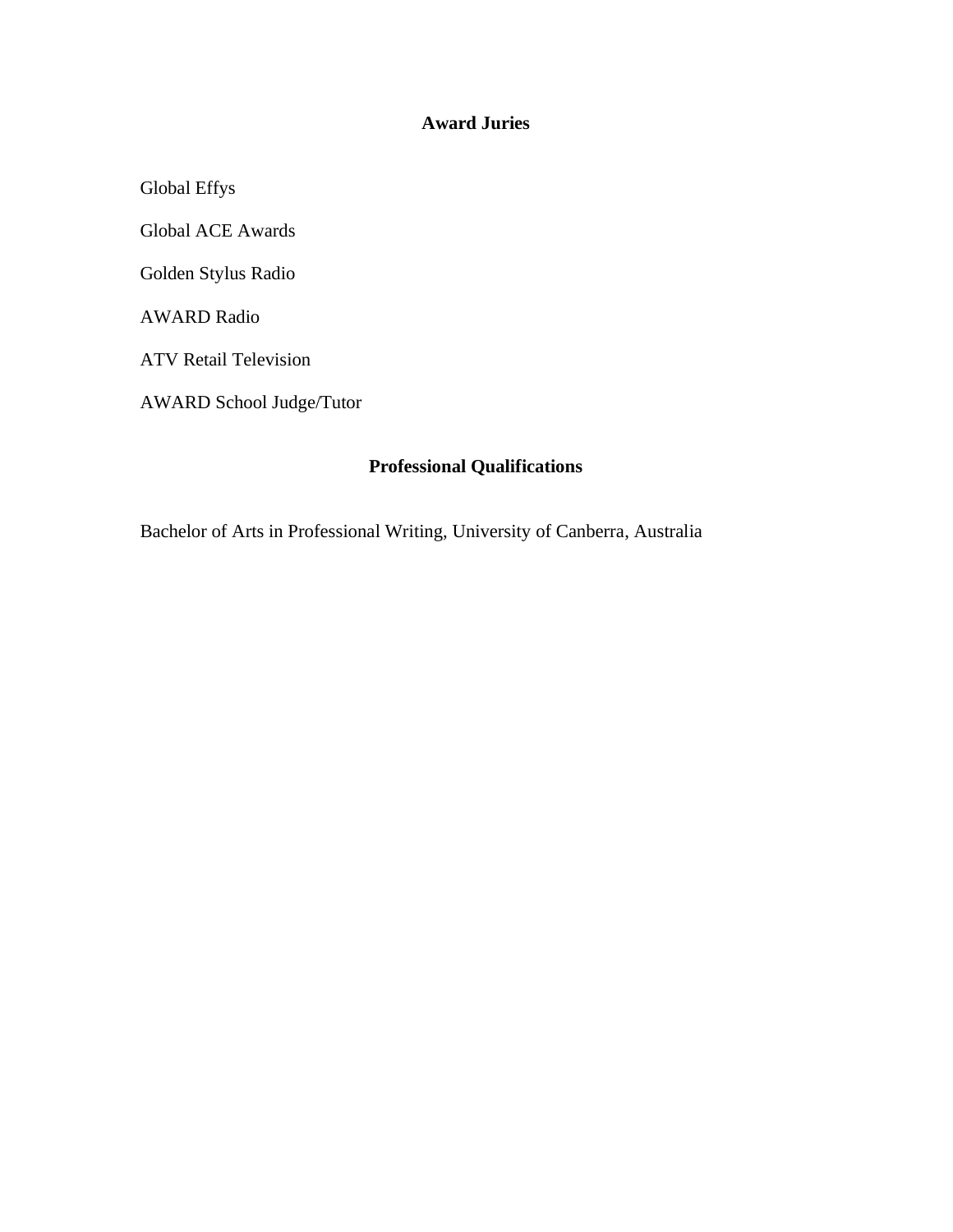## Award Juries

Global Effys

Global ACE Awards

Golden Stylus Radio

AWARD Radio

ATV Retail Television

AWARD School Judge/Tutor

## Professional Qualifications

Bachelor of Arts in Professional Writing, University of Canberra, Australia